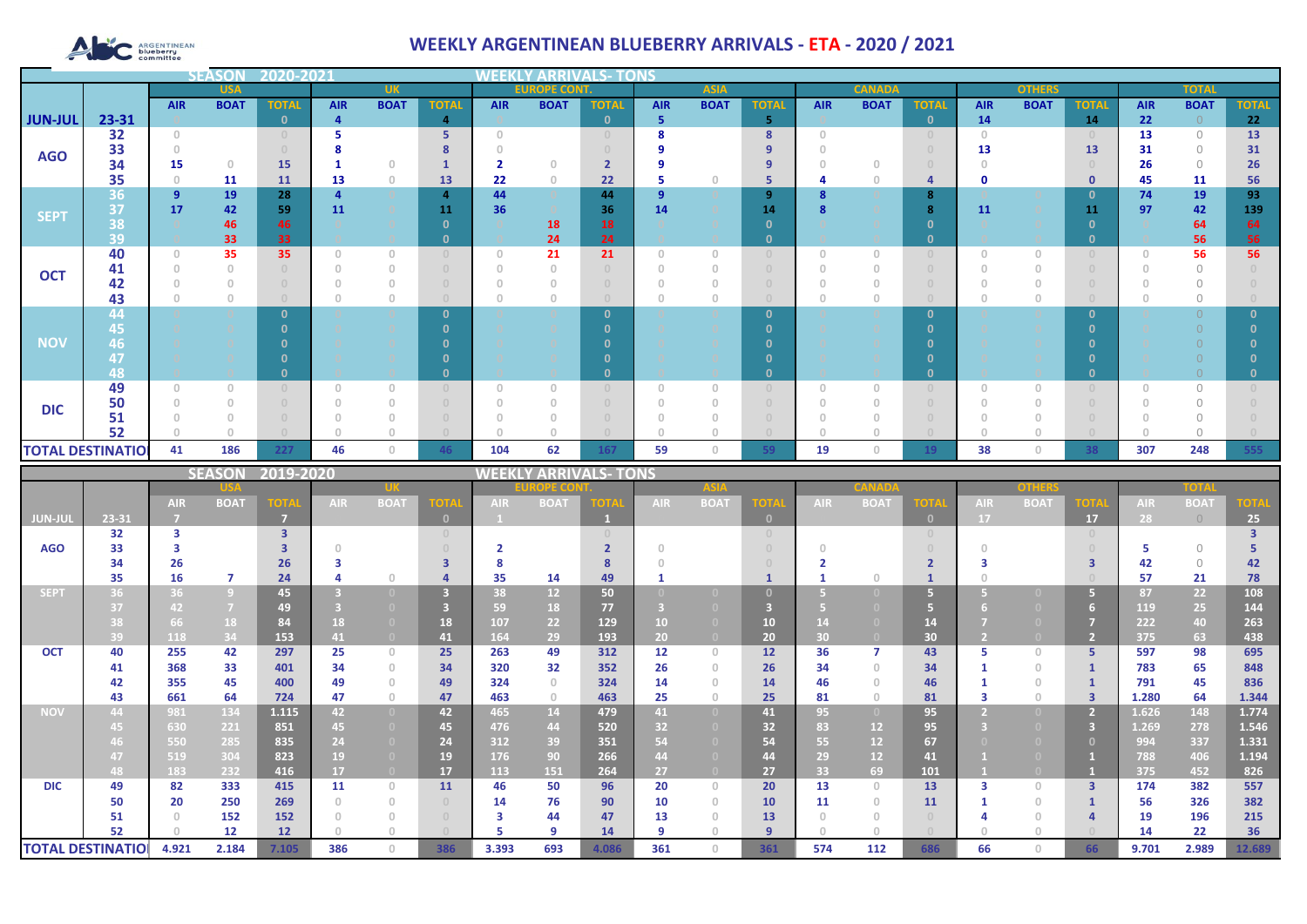# WEEKLY ARGENTINEAN BLUEBERRY ARRIVALS - ETA - 2020 / 2021

ARGENTINEAN blueberry committee

## SEASON 2020-2021 — WEEKLY ARRIVALS- TONS

| | | USA | | | UK | | | EUROPE CONT. | | | ASIA | | | CANADA | | | OTHERS | | | TOTAL | | |
|---|---|---|---|---|---|---|---|---|---|---|---|---|---|---|---|---|---|---|---|---|---|---|
| | | AIR | BOAT | TOTAL | AIR | BOAT | TOTAL | AIR | BOAT | TOTAL | AIR | BOAT | TOTAL | AIR | BOAT | TOTAL | AIR | BOAT | TOTAL | AIR | BOAT | TOTAL |
| JUN-JUL | 23-31 | 0 | | 0 | 4 | | 4 | 0 | | 0 | 5 | | 5 | 0 | | 0 | 14 | | 14 | 22 | 0 | 22 |
| AGO | 32 | 0 | | 0 | 5 | | 5 | 0 | | 0 | 8 | | 8 | 0 | | 0 | 0 | | 0 | 13 | 0 | 13 |
| | 33 | 0 | | 0 | 8 | | 8 | 0 | | 0 | 9 | | 9 | 0 | | 0 | 13 | | 13 | 31 | 0 | 31 |
| | 34 | 15 | 0 | 15 | 1 | 0 | 1 | 2 | 0 | 2 | 9 | | 9 | 0 | 0 | 0 | 0 | | 0 | 26 | 0 | 26 |
| | 35 | 0 | 11 | 11 | 13 | 0 | 13 | 22 | 0 | 22 | 5 | 0 | 5 | 4 | 0 | 4 | 0 | | 0 | 45 | 11 | 56 |
| SEPT | 36 | 9 | 19 | 28 | 4 | | 4 | 44 | | 44 | 9 | | 9 | 8 | | 8 | | | 0 | 74 | 19 | 93 |
| | 37 | 17 | 42 | 59 | 11 | | 11 | 36 | | 36 | 14 | | 14 | 8 | | 8 | 11 | | 11 | 97 | 42 | 139 |
| | 38 | | 46 | 46 | | | 0 | | 18 | 18 | | | 0 | | | 0 | | | 0 | | 64 | 64 |
| | 39 | | 33 | 33 | | | 0 | | 24 | 24 | | | 0 | | | 0 | | | 0 | | 56 | 56 |
| OCT | 40 | 0 | 35 | 35 | 0 | 0 | 0 | 0 | 21 | 21 | 0 | 0 | 0 | 0 | 0 | 0 | 0 | 0 | 0 | 0 | 56 | 56 |
| | 41 | 0 | 0 | 0 | 0 | 0 | 0 | 0 | 0 | 0 | 0 | 0 | 0 | 0 | 0 | 0 | 0 | 0 | 0 | 0 | 0 | 0 |
| | 42 | 0 | 0 | 0 | 0 | 0 | 0 | 0 | 0 | 0 | 0 | 0 | 0 | 0 | 0 | 0 | 0 | 0 | 0 | 0 | 0 | 0 |
| | 43 | 0 | 0 | 0 | 0 | 0 | 0 | 0 | 0 | 0 | 0 | 0 | 0 | 0 | 0 | 0 | 0 | 0 | 0 | 0 | 0 | 0 |
| NOV | 44 | 0 | 0 | 0 | 0 | 0 | 0 | 0 | 0 | 0 | 0 | 0 | 0 | 0 | 0 | 0 | 0 | 0 | 0 | 0 | 0 | 0 |
| | 45 | 0 | 0 | 0 | 0 | 0 | 0 | 0 | 0 | 0 | 0 | 0 | 0 | 0 | 0 | 0 | 0 | 0 | 0 | 0 | 0 | 0 |
| | 46 | 0 | 0 | 0 | 0 | 0 | 0 | 0 | 0 | 0 | 0 | 0 | 0 | 0 | 0 | 0 | 0 | 0 | 0 | 0 | 0 | 0 |
| | 47 | 0 | 0 | 0 | 0 | 0 | 0 | 0 | 0 | 0 | 0 | 0 | 0 | 0 | 0 | 0 | 0 | 0 | 0 | 0 | 0 | 0 |
| | 48 | 0 | 0 | 0 | 0 | 0 | 0 | 0 | 0 | 0 | 0 | 0 | 0 | 0 | 0 | 0 | 0 | 0 | 0 | 0 | 0 | 0 |
| DIC | 49 | 0 | 0 | 0 | 0 | 0 | 0 | 0 | 0 | 0 | 0 | 0 | 0 | 0 | 0 | 0 | 0 | 0 | 0 | 0 | 0 | 0 |
| | 50 | 0 | 0 | 0 | 0 | 0 | 0 | 0 | 0 | 0 | 0 | 0 | 0 | 0 | 0 | 0 | 0 | 0 | 0 | 0 | 0 | 0 |
| | 51 | 0 | 0 | 0 | 0 | 0 | 0 | 0 | 0 | 0 | 0 | 0 | 0 | 0 | 0 | 0 | 0 | 0 | 0 | 0 | 0 | 0 |
| | 52 | 0 | 0 | 0 | 0 | 0 | 0 | 0 | 0 | 0 | 0 | 0 | 0 | 0 | 0 | 0 | 0 | 0 | 0 | 0 | 0 | 0 |
| TOTAL DESTINATIO | | 41 | 186 | 227 | 46 | 0 | 46 | 104 | 62 | 167 | 59 | 0 | 59 | 19 | 0 | 19 | 38 | 0 | 38 | 307 | 248 | 555 |

## SEASON 2019-2020 — WEEKLY ARRIVALS- TONS

| | | USA | | | UK | | | EUROPE CONT. | | | ASIA | | | CANADA | | | OTHERS | | | TOTAL | | |
|---|---|---|---|---|---|---|---|---|---|---|---|---|---|---|---|---|---|---|---|---|---|---|
| | | AIR | BOAT | TOTAL | AIR | BOAT | TOTAL | AIR | BOAT | TOTAL | AIR | BOAT | TOTAL | AIR | BOAT | TOTAL | AIR | BOAT | TOTAL | AIR | BOAT | TOTAL |
| JUN-JUL | 23-31 | 7 | | 7 | | | 0 | 1 | | 1 | | | 0 | | | 0 | 17 | | 17 | 28 | 0 | 25 |
| AGO | 32 | 3 | | 3 | | | 0 | | | 0 | | | 0 | | | 0 | | | 0 | | | 3 |
| | 33 | 3 | | 3 | 0 | | 0 | 2 | | 2 | 0 | | 0 | 0 | | 0 | 0 | | 0 | 5 | 0 | 5 |
| | 34 | 26 | | 26 | 3 | | 3 | 8 | | 8 | 0 | | 0 | 2 | | 2 | 3 | | 3 | 42 | 0 | 42 |
| | 35 | 16 | 7 | 24 | 4 | 0 | 4 | 35 | 14 | 49 | 1 | | 1 | 1 | 0 | 1 | 0 | | 0 | 57 | 21 | 78 |
| SEPT | 36 | 36 | 9 | 45 | 3 | 0 | 3 | 38 | 12 | 50 | 0 | 0 | 0 | 5 | 0 | 5 | 5 | 0 | 5 | 87 | 22 | 108 |
| | 37 | 42 | 7 | 49 | 3 | 0 | 3 | 59 | 18 | 77 | 3 | 0 | 3 | 5 | 0 | 5 | 6 | 0 | 6 | 119 | 25 | 144 |
| | 38 | 66 | 18 | 84 | 18 | 0 | 18 | 107 | 22 | 129 | 10 | 0 | 10 | 14 | 0 | 14 | 7 | 0 | 7 | 222 | 40 | 263 |
| | 39 | 118 | 34 | 153 | 41 | 0 | 41 | 164 | 29 | 193 | 20 | 0 | 20 | 30 | 0 | 30 | 2 | 0 | 2 | 375 | 63 | 438 |
| OCT | 40 | 255 | 42 | 297 | 25 | 0 | 25 | 263 | 49 | 312 | 12 | 0 | 12 | 36 | 7 | 43 | 5 | 0 | 5 | 597 | 98 | 695 |
| | 41 | 368 | 33 | 401 | 34 | 0 | 34 | 320 | 32 | 352 | 26 | 0 | 26 | 34 | 0 | 34 | 1 | 0 | 1 | 783 | 65 | 848 |
| | 42 | 355 | 45 | 400 | 49 | 0 | 49 | 324 | 0 | 324 | 14 | 0 | 14 | 46 | 0 | 46 | 1 | 0 | 1 | 791 | 45 | 836 |
| | 43 | 661 | 64 | 724 | 47 | 0 | 47 | 463 | 0 | 463 | 25 | 0 | 25 | 81 | 0 | 81 | 3 | 0 | 3 | 1.280 | 64 | 1.344 |
| NOV | 44 | 981 | 134 | 1.115 | 42 | 0 | 42 | 465 | 14 | 479 | 41 | 0 | 41 | 95 | 0 | 95 | 2 | 0 | 2 | 1.626 | 148 | 1.774 |
| | 45 | 630 | 221 | 851 | 45 | 0 | 45 | 476 | 44 | 520 | 32 | 0 | 32 | 83 | 12 | 95 | 3 | 0 | 3 | 1.269 | 278 | 1.546 |
| | 46 | 550 | 285 | 835 | 24 | 0 | 24 | 312 | 39 | 351 | 54 | 0 | 54 | 55 | 12 | 67 | 0 | 0 | 0 | 994 | 337 | 1.331 |
| | 47 | 519 | 304 | 823 | 19 | 0 | 19 | 176 | 90 | 266 | 44 | 0 | 44 | 29 | 12 | 41 | 1 | 0 | 1 | 788 | 406 | 1.194 |
| | 48 | 183 | 232 | 416 | 17 | 0 | 17 | 113 | 151 | 264 | 27 | 0 | 27 | 33 | 69 | 101 | 1 | 0 | 1 | 375 | 452 | 826 |
| DIC | 49 | 82 | 333 | 415 | 11 | 0 | 11 | 46 | 50 | 96 | 20 | 0 | 20 | 13 | 0 | 13 | 3 | 0 | 3 | 174 | 382 | 557 |
| | 50 | 20 | 250 | 269 | 0 | 0 | 0 | 14 | 76 | 90 | 10 | 0 | 10 | 11 | 0 | 11 | 1 | 0 | 1 | 56 | 326 | 382 |
| | 51 | 0 | 152 | 152 | 0 | 0 | 0 | 3 | 44 | 47 | 13 | 0 | 13 | 0 | 0 | 0 | 4 | 0 | 4 | 19 | 196 | 215 |
| | 52 | 0 | 12 | 12 | 0 | 0 | 0 | 5 | 9 | 14 | 9 | 0 | 9 | 0 | 0 | 0 | 0 | 0 | 0 | 14 | 22 | 36 |
| TOTAL DESTINATIO | | 4.921 | 2.184 | 7.105 | 386 | 0 | 386 | 3.393 | 693 | 4.086 | 361 | 0 | 361 | 574 | 112 | 686 | 66 | 0 | 66 | 9.701 | 2.989 | 12.689 |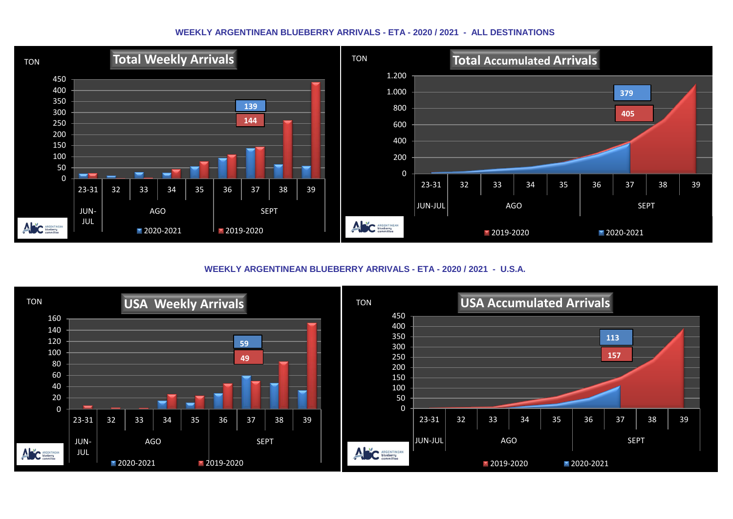## WEEKLY ARGENTINEAN BLUEBERRY ARRIVALS - ETA - 2020 / 2021 - ALL DESTINATIONS

**Total Weekly Arrivals**

TON

450
400
350
300
250
200
150
100
50
0

139
144

23-31 | 32 | 33 | 34 | 35 | 36 | 37 | 38 | 39

JUN-JUL | AGO | SEPT

2020-2021 | 2019-2020

**Total Accumulated Arrivals**

TON

1.200
1.000
800
600
400
200
0

379
405

23-31 | 32 | 33 | 34 | 35 | 36 | 37 | 38 | 39

JUN-JUL | AGO | SEPT

2019-2020 | 2020-2021

## WEEKLY ARGENTINEAN BLUEBERRY ARRIVALS - ETA - 2020 / 2021 - U.S.A.

**USA Weekly Arrivals**

TON

160
140
120
100
80
60
40
20
0

59
49

23-31 | 32 | 33 | 34 | 35 | 36 | 37 | 38 | 39

JUN-JUL | AGO | SEPT

2020-2021 | 2019-2020

**USA Accumulated Arrivals**

TON

450
400
350
300
250
200
150
100
50
0

113
157

23-31 | 32 | 33 | 34 | 35 | 36 | 37 | 38 | 39

JUN-JUL | AGO | SEPT

2019-2020 | 2020-2021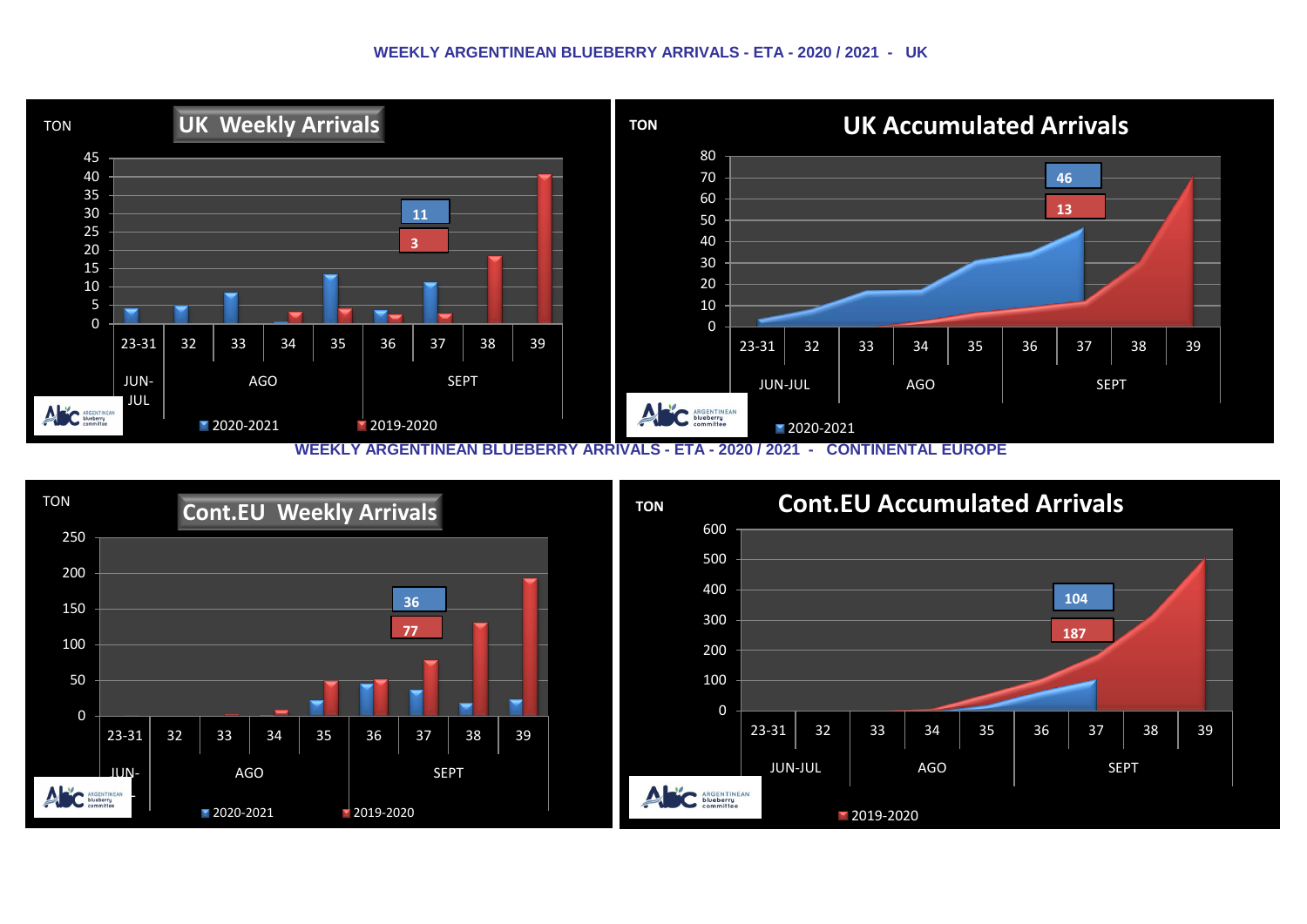## WEEKLY ARGENTINEAN BLUEBERRY ARRIVALS - ETA - 2020 / 2021 - UK

**UK Weekly Arrivals**

TON

45
40
35
30
25
20
15
10
5
0

11
3

23-31 | 32 | 33 | 34 | 35 | 36 | 37 | 38 | 39

JUN-JUL | AGO | SEPT

2020-2021 | 2019-2020

**UK Accumulated Arrivals**

TON

80
70
60
50
40
30
20
10
0

46
13

23-31 | 32 | 33 | 34 | 35 | 36 | 37 | 38 | 39

JUN-JUL | AGO | SEPT

2020-2021

## WEEKLY ARGENTINEAN BLUEBERRY ARRIVALS - ETA - 2020 / 2021 - CONTINENTAL EUROPE

**Cont.EU Weekly Arrivals**

TON

250
200
150
100
50
0

36
77

23-31 | 32 | 33 | 34 | 35 | 36 | 37 | 38 | 39

JUN-JUL | AGO | SEPT

2020-2021 | 2019-2020

**Cont.EU Accumulated Arrivals**

TON

600
500
400
300
200
100
0

104
187

23-31 | 32 | 33 | 34 | 35 | 36 | 37 | 38 | 39

JUN-JUL | AGO | SEPT

2019-2020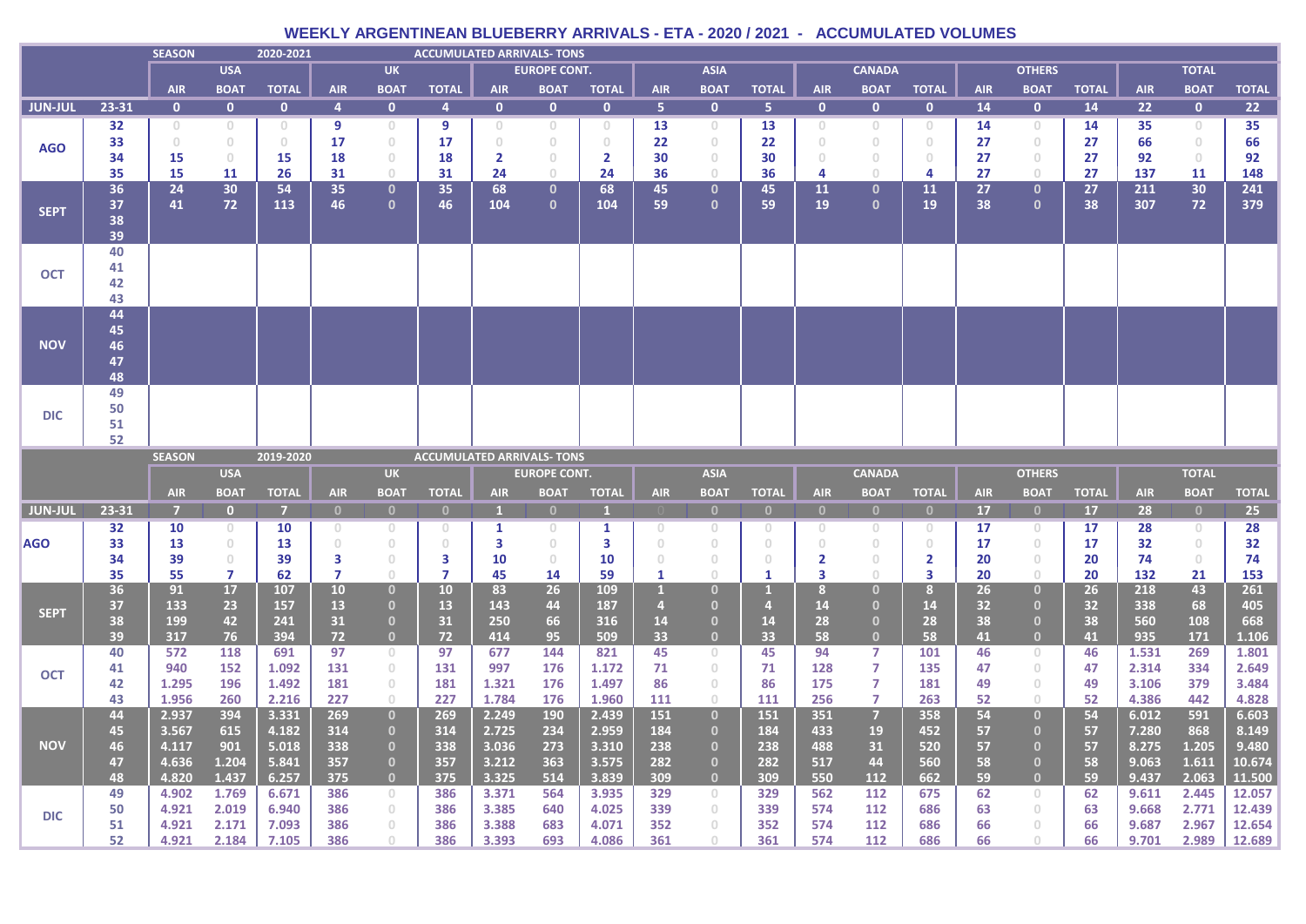# WEEKLY ARGENTINEAN BLUEBERRY ARRIVALS - ETA - 2020 / 2021 - ACCUMULATED VOLUMES

| | | SEASON | 2020-2021 | | | | ACCUMULATED ARRIVALS- TONS | | | | | | | | | | | | | | | |
|---|---|---|---|---|---|---|---|---|---|---|---|---|---|---|---|---|---|---|---|---|---|---|
| | | USA | | | UK | | | EUROPE CONT. | | | ASIA | | | CANADA | | | OTHERS | | | TOTAL | | |
| | | AIR | BOAT | TOTAL | AIR | BOAT | TOTAL | AIR | BOAT | TOTAL | AIR | BOAT | TOTAL | AIR | BOAT | TOTAL | AIR | BOAT | TOTAL | AIR | BOAT | TOTAL |
| JUN-JUL | 23-31 | 0 | 0 | 0 | 4 | 0 | 4 | 0 | 0 | 0 | 5 | 0 | 5 | 0 | 0 | 0 | 14 | 0 | 14 | 22 | 0 | 22 |
| AGO | 32 | 0 | 0 | 0 | 9 | 0 | 9 | 0 | 0 | 0 | 13 | 0 | 13 | 0 | 0 | 0 | 14 | 0 | 14 | 35 | 0 | 35 |
| | 33 | 0 | 0 | 0 | 17 | 0 | 17 | 0 | 0 | 0 | 22 | 0 | 22 | 0 | 0 | 0 | 27 | 0 | 27 | 66 | 0 | 66 |
| | 34 | 15 | 0 | 15 | 18 | 0 | 18 | 2 | 0 | 2 | 30 | 0 | 30 | 0 | 0 | 0 | 27 | 0 | 27 | 92 | 0 | 92 |
| | 35 | 15 | 11 | 26 | 31 | 0 | 31 | 24 | 0 | 24 | 36 | 0 | 36 | 4 | 0 | 4 | 27 | 0 | 27 | 137 | 11 | 148 |
| SEPT | 36 | 24 | 30 | 54 | 35 | 0 | 35 | 68 | 0 | 68 | 45 | 0 | 45 | 11 | 0 | 11 | 27 | 0 | 27 | 211 | 30 | 241 |
| | 37 | 41 | 72 | 113 | 46 | 0 | 46 | 104 | 0 | 104 | 59 | 0 | 59 | 19 | 0 | 19 | 38 | 0 | 38 | 307 | 72 | 379 |
| | 38 | | | | | | | | | | | | | | | | | | | | | |
| | 39 | | | | | | | | | | | | | | | | | | | | | |
| OCT | 40 | | | | | | | | | | | | | | | | | | | | | |
| | 41 | | | | | | | | | | | | | | | | | | | | | |
| | 42 | | | | | | | | | | | | | | | | | | | | | |
| | 43 | | | | | | | | | | | | | | | | | | | | | |
| NOV | 44 | | | | | | | | | | | | | | | | | | | | | |
| | 45 | | | | | | | | | | | | | | | | | | | | | |
| | 46 | | | | | | | | | | | | | | | | | | | | | |
| | 47 | | | | | | | | | | | | | | | | | | | | | |
| | 48 | | | | | | | | | | | | | | | | | | | | | |
| DIC | 49 | | | | | | | | | | | | | | | | | | | | | |
| | 50 | | | | | | | | | | | | | | | | | | | | | |
| | 51 | | | | | | | | | | | | | | | | | | | | | |
| | 52 | | | | | | | | | | | | | | | | | | | | | |

| | | SEASON | 2019-2020 | | | | ACCUMULATED ARRIVALS- TONS | | | | | | | | | | | | | | | |
|---|---|---|---|---|---|---|---|---|---|---|---|---|---|---|---|---|---|---|---|---|---|---|
| | | USA | | | UK | | | EUROPE CONT. | | | ASIA | | | CANADA | | | OTHERS | | | TOTAL | | |
| | | AIR | BOAT | TOTAL | AIR | BOAT | TOTAL | AIR | BOAT | TOTAL | AIR | BOAT | TOTAL | AIR | BOAT | TOTAL | AIR | BOAT | TOTAL | AIR | BOAT | TOTAL |
| JUN-JUL | 23-31 | 7 | 0 | 7 | 0 | 0 | 0 | 1 | 0 | 1 | 0 | 0 | 0 | 0 | 0 | 0 | 17 | 0 | 17 | 28 | 0 | 25 |
| AGO | 32 | 10 | 0 | 10 | 0 | 0 | 0 | 1 | 0 | 1 | 0 | 0 | 0 | 0 | 0 | 0 | 17 | 0 | 17 | 28 | 0 | 28 |
| | 33 | 13 | 0 | 13 | 0 | 0 | 0 | 3 | 0 | 3 | 0 | 0 | 0 | 0 | 0 | 0 | 17 | 0 | 17 | 32 | 0 | 32 |
| | 34 | 39 | 0 | 39 | 3 | 0 | 3 | 10 | 0 | 10 | 0 | 0 | 0 | 2 | 0 | 2 | 20 | 0 | 20 | 74 | 0 | 74 |
| | 35 | 55 | 7 | 62 | 7 | 0 | 7 | 45 | 14 | 59 | 1 | 0 | 1 | 3 | 0 | 3 | 20 | 0 | 20 | 132 | 21 | 153 |
| SEPT | 36 | 91 | 17 | 107 | 10 | 0 | 10 | 83 | 26 | 109 | 1 | 0 | 1 | 8 | 0 | 8 | 26 | 0 | 26 | 218 | 43 | 261 |
| | 37 | 133 | 23 | 157 | 13 | 0 | 13 | 143 | 44 | 187 | 4 | 0 | 4 | 14 | 0 | 14 | 32 | 0 | 32 | 338 | 68 | 405 |
| | 38 | 199 | 42 | 241 | 31 | 0 | 31 | 250 | 66 | 316 | 14 | 0 | 14 | 28 | 0 | 28 | 38 | 0 | 38 | 560 | 108 | 668 |
| | 39 | 317 | 76 | 394 | 72 | 0 | 72 | 414 | 95 | 509 | 33 | 0 | 33 | 58 | 0 | 58 | 41 | 0 | 41 | 935 | 171 | 1.106 |
| OCT | 40 | 572 | 118 | 691 | 97 | 0 | 97 | 677 | 144 | 821 | 45 | 0 | 45 | 94 | 7 | 101 | 46 | 0 | 46 | 1.531 | 269 | 1.801 |
| | 41 | 940 | 152 | 1.092 | 131 | 0 | 131 | 997 | 176 | 1.172 | 71 | 0 | 71 | 128 | 7 | 135 | 47 | 0 | 47 | 2.314 | 334 | 2.649 |
| | 42 | 1.295 | 196 | 1.492 | 181 | 0 | 181 | 1.321 | 176 | 1.497 | 86 | 0 | 86 | 175 | 7 | 181 | 49 | 0 | 49 | 3.106 | 379 | 3.484 |
| | 43 | 1.956 | 260 | 2.216 | 227 | 0 | 227 | 1.784 | 176 | 1.960 | 111 | 0 | 111 | 256 | 7 | 263 | 52 | 0 | 52 | 4.386 | 442 | 4.828 |
| NOV | 44 | 2.937 | 394 | 3.331 | 269 | 0 | 269 | 2.249 | 190 | 2.439 | 151 | 0 | 151 | 351 | 7 | 358 | 54 | 0 | 54 | 6.012 | 591 | 6.603 |
| | 45 | 3.567 | 615 | 4.182 | 314 | 0 | 314 | 2.725 | 234 | 2.959 | 184 | 0 | 184 | 433 | 19 | 452 | 57 | 0 | 57 | 7.280 | 868 | 8.149 |
| | 46 | 4.117 | 901 | 5.018 | 338 | 0 | 338 | 3.036 | 273 | 3.310 | 238 | 0 | 238 | 488 | 31 | 520 | 57 | 0 | 57 | 8.275 | 1.205 | 9.480 |
| | 47 | 4.636 | 1.204 | 5.841 | 357 | 0 | 357 | 3.212 | 363 | 3.575 | 282 | 0 | 282 | 517 | 44 | 560 | 58 | 0 | 58 | 9.063 | 1.611 | 10.674 |
| | 48 | 4.820 | 1.437 | 6.257 | 375 | 0 | 375 | 3.325 | 514 | 3.839 | 309 | 0 | 309 | 550 | 112 | 662 | 59 | 0 | 59 | 9.437 | 2.063 | 11.500 |
| DIC | 49 | 4.902 | 1.769 | 6.671 | 386 | 0 | 386 | 3.371 | 564 | 3.935 | 329 | 0 | 329 | 562 | 112 | 675 | 62 | 0 | 62 | 9.611 | 2.445 | 12.057 |
| | 50 | 4.921 | 2.019 | 6.940 | 386 | 0 | 386 | 3.385 | 640 | 4.025 | 339 | 0 | 339 | 574 | 112 | 686 | 63 | 0 | 63 | 9.668 | 2.771 | 12.439 |
| | 51 | 4.921 | 2.171 | 7.093 | 386 | 0 | 386 | 3.388 | 683 | 4.071 | 352 | 0 | 352 | 574 | 112 | 686 | 66 | 0 | 66 | 9.687 | 2.967 | 12.654 |
| | 52 | 4.921 | 2.184 | 7.105 | 386 | 0 | 386 | 3.393 | 693 | 4.086 | 361 | 0 | 361 | 574 | 112 | 686 | 66 | 0 | 66 | 9.701 | 2.989 | 12.689 |